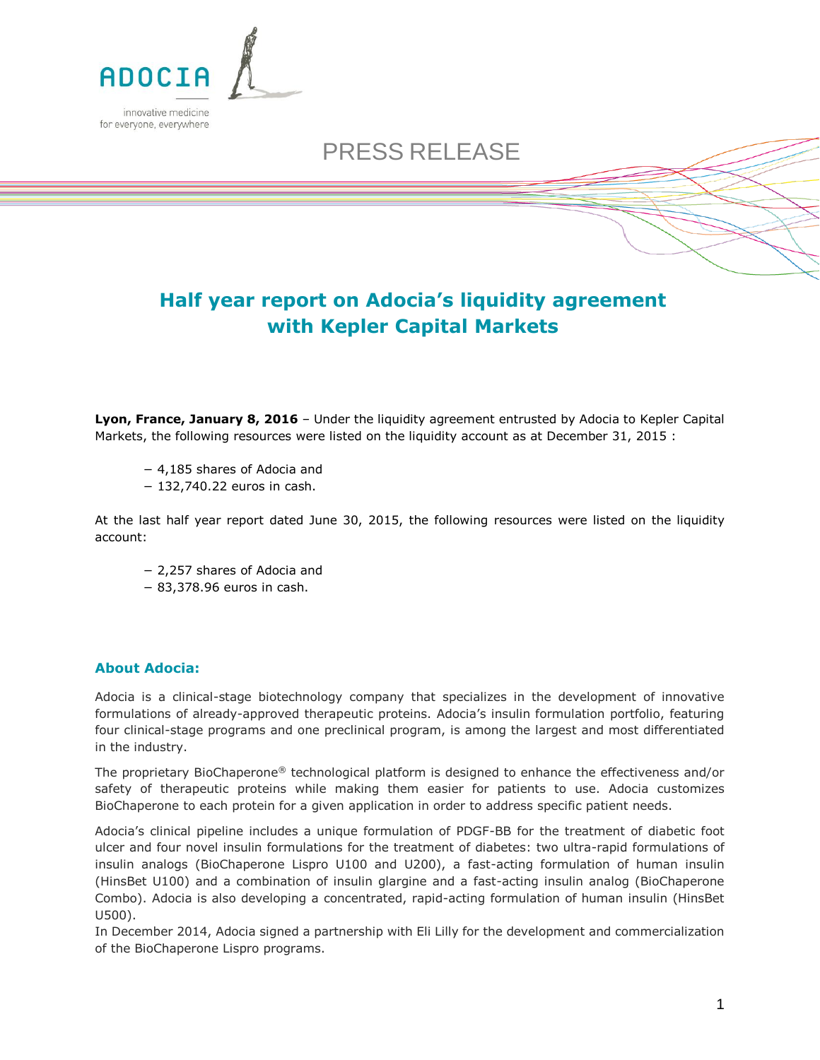ADOCIA

innovative medicine for everyone, everywhere

PRESS RELEASE

# Half year report on Adocia's liquidity agreement with Kepler Capital Markets

**Lyon, France, January 8, 2016** – Under the liquidity agreement entrusted by Adocia to Kepler Capital Markets, the following resources were listed on the liquidity account as at December 31, 2015 :

- 4,185 shares of Adocia and
- 132,740.22 euros in cash.

At the last half year report dated June 30, 2015, the following resources were listed on the liquidity account:

- 2,257 shares of Adocia and
- 83,378.96 euros in cash.

## About Adocia:

Adocia is a clinical-stage biotechnology company that specializes in the development of innovative formulations of already-approved therapeutic proteins. Adocia's insulin formulation portfolio, featuring four clinical-stage programs and one preclinical program, is among the largest and most differentiated in the industry.

The proprietary BioChaperone® technological platform is designed to enhance the effectiveness and/or safety of therapeutic proteins while making them easier for patients to use. Adocia customizes BioChaperone to each protein for a given application in order to address specific patient needs.

Adocia's clinical pipeline includes a unique formulation of PDGF-BB for the treatment of diabetic foot ulcer and four novel insulin formulations for the treatment of diabetes: two ultra-rapid formulations of insulin analogs (BioChaperone Lispro U100 and U200), a fast-acting formulation of human insulin (HinsBet U100) and a combination of insulin glargine and a fast-acting insulin analog (BioChaperone Combo). Adocia is also developing a concentrated, rapid-acting formulation of human insulin (HinsBet U500).

In December 2014, Adocia signed a partnership with Eli Lilly for the development and commercialization of the BioChaperone Lispro programs.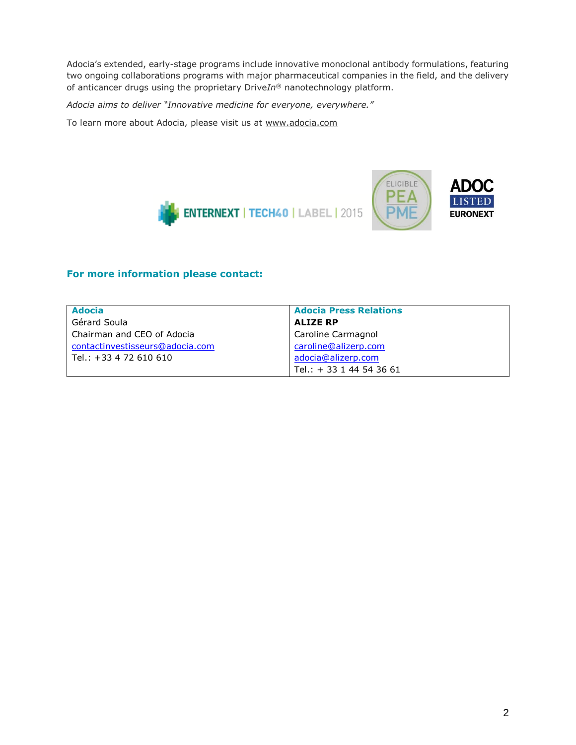Adocia's extended, early-stage programs include innovative monoclonal antibody formulations, featuring two ongoing collaborations programs with major pharmaceutical companies in the field, and the delivery of anticancer drugs using the proprietary Drive*In*® nanotechnology platform.

*Adocia aims to deliver "Innovative medicine for everyone, everywhere."*

To learn more about Adocia, please visit us at www.adocia.com

ENTERNEXT | TECH40 | LABEL | 2015

ELIGIBLE PEA PME

ADOC LISTED EURONEXT

## For more information please contact:

| | |
|---|---|
| **Adocia**<br>Gérard Soula<br>Chairman and CEO of Adocia<br>contactinvestisseurs@adocia.com<br>Tel.: +33 4 72 610 610 | **Adocia Press Relations**<br>**ALIZE RP**<br>Caroline Carmagnol<br>caroline@alizerp.com<br>adocia@alizerp.com<br>Tel.: + 33 1 44 54 36 61 |